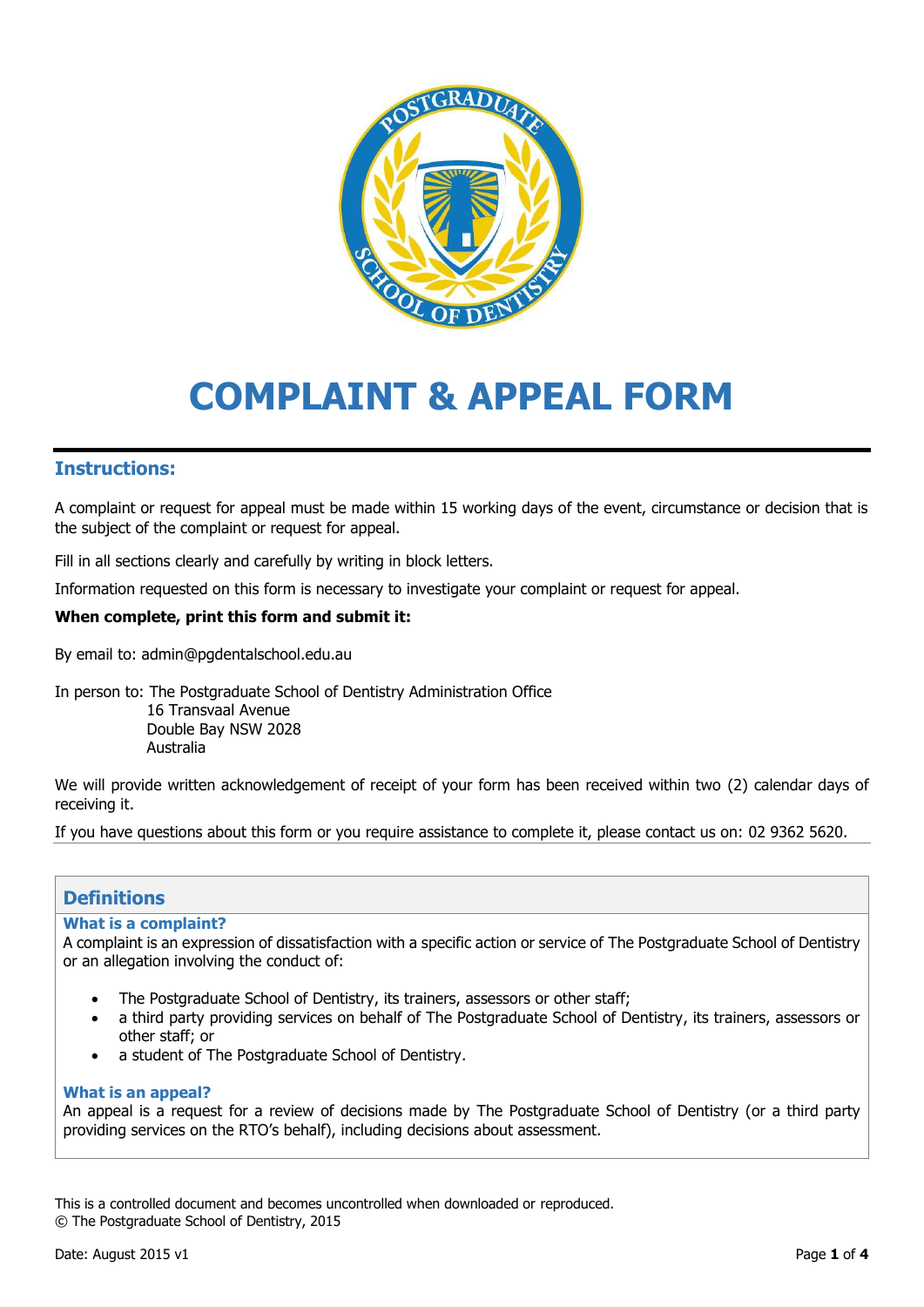# COMPLAINT & APPEAL FORM

## Instructions:

A complaint or request for appeal must be made within 15 working days of the event, circumstance or decision that is the subject of the complaint or request for appeal.

Fill in all sections clearly and carefully by writing in block letters.

Information requested on this form is necessary to investigate your complaint or request for appeal.

**When complete, print this form and submit it:**

By email to: admin@pgdentalschool.edu.au

In person to: The Postgraduate School of Dentistry Administration Office
16 Transvaal Avenue
Double Bay NSW 2028
Australia

We will provide written acknowledgement of receipt of your form has been received within two (2) calendar days of receiving it.

If you have questions about this form or you require assistance to complete it, please contact us on: 02 9362 5620.

## Definitions

### What is a complaint?

A complaint is an expression of dissatisfaction with a specific action or service of The Postgraduate School of Dentistry or an allegation involving the conduct of:

- The Postgraduate School of Dentistry, its trainers, assessors or other staff;
- a third party providing services on behalf of The Postgraduate School of Dentistry, its trainers, assessors or other staff; or
- a student of The Postgraduate School of Dentistry.

### What is an appeal?

An appeal is a request for a review of decisions made by The Postgraduate School of Dentistry (or a third party providing services on the RTO's behalf), including decisions about assessment.

This is a controlled document and becomes uncontrolled when downloaded or reproduced.
© The Postgraduate School of Dentistry, 2015

Date: August 2015 v1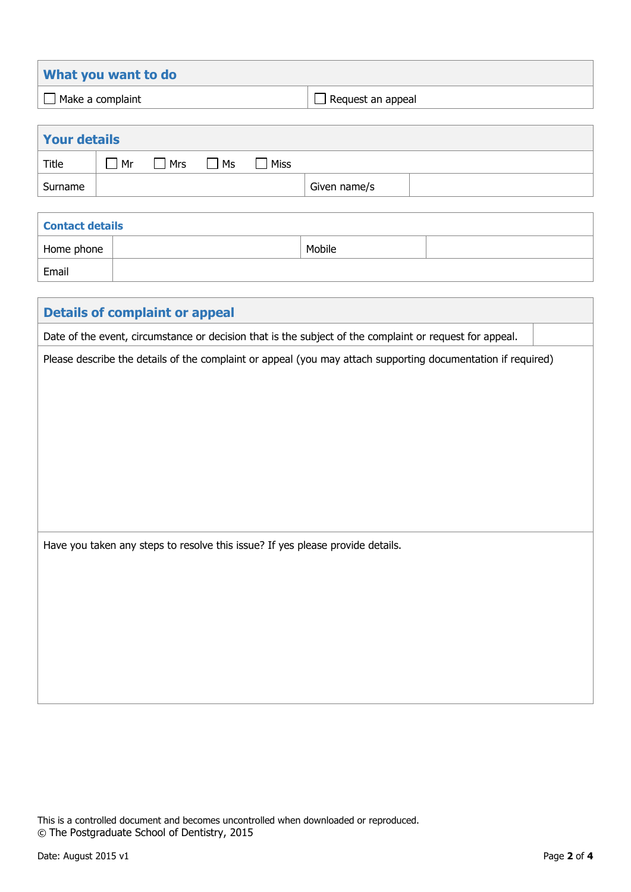| What you want to do | |
|---|---|
| ☐ Make a complaint | ☐ Request an appeal |

| Your details | | | |
|---|---|---|---|
| Title | ☐ Mr ☐ Mrs ☐ Ms ☐ Miss | | |
| Surname | | Given name/s | |

| Contact details | | | |
|---|---|---|---|
| Home phone | | Mobile | |
| Email | | | |

| Details of complaint or appeal | |
|---|---|
| Date of the event, circumstance or decision that is the subject of the complaint or request for appeal. | |
| Please describe the details of the complaint or appeal (you may attach supporting documentation if required) | |
| Have you taken any steps to resolve this issue? If yes please provide details. | |

This is a controlled document and becomes uncontrolled when downloaded or reproduced.
© The Postgraduate School of Dentistry, 2015

Date: August 2015 v1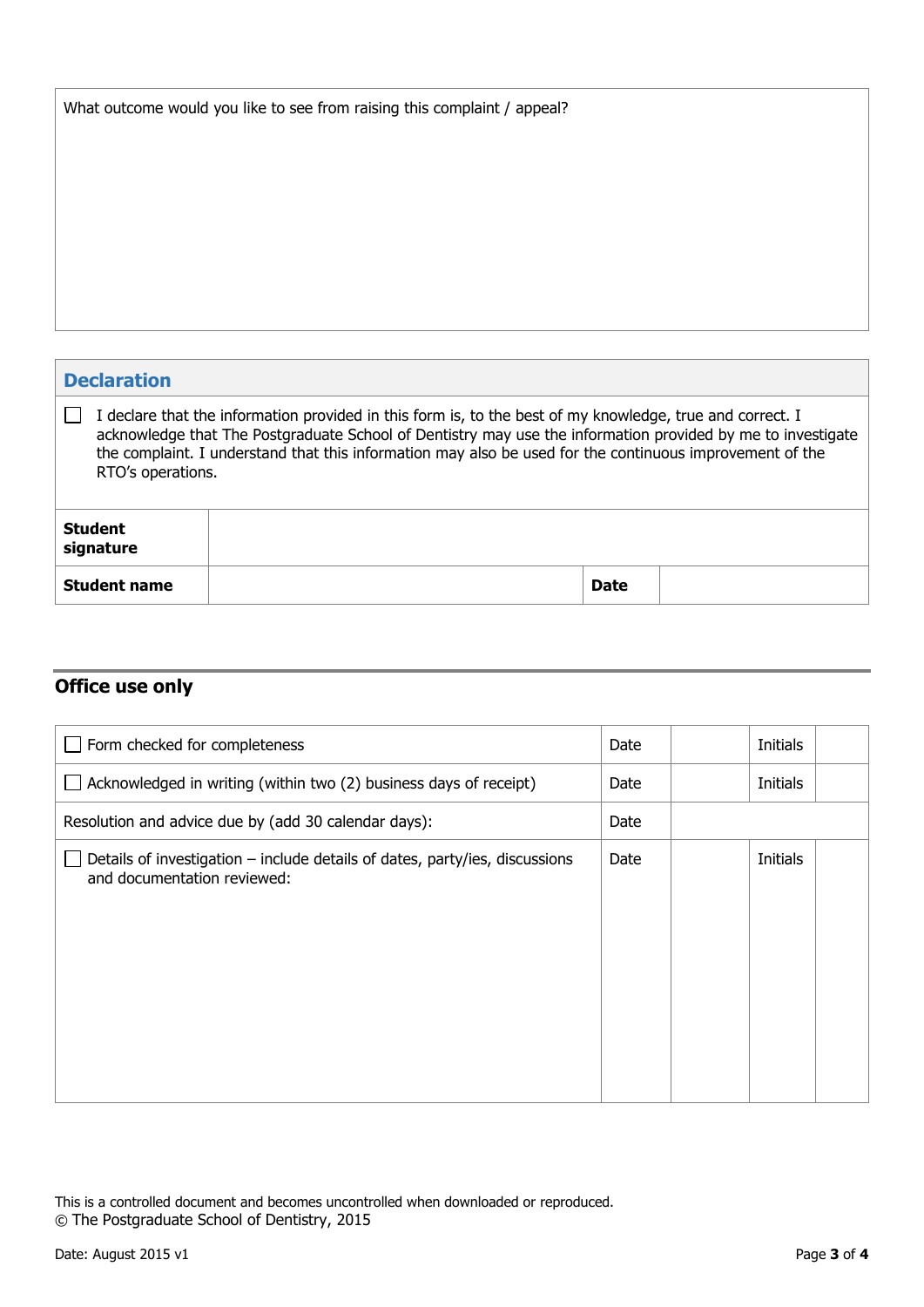| What outcome would you like to see from raising this complaint / appeal? |
|---|
| |

## Declaration

☐ I declare that the information provided in this form is, to the best of my knowledge, true and correct. I acknowledge that The Postgraduate School of Dentistry may use the information provided by me to investigate the complaint. I understand that this information may also be used for the continuous improvement of the RTO's operations.

| **Student signature** | | | |
|---|---|---|---|
| **Student name** | | **Date** | |

## Office use only

| | | | | |
|---|---|---|---|---|
| ☐ Form checked for completeness | Date | | Initials | |
| ☐ Acknowledged in writing (within two (2) business days of receipt) | Date | | Initials | |
| Resolution and advice due by (add 30 calendar days): | Date | | | |
| ☐ Details of investigation – include details of dates, party/ies, discussions and documentation reviewed: | Date | | Initials | |

This is a controlled document and becomes uncontrolled when downloaded or reproduced.
© The Postgraduate School of Dentistry, 2015

Date: August 2015 v1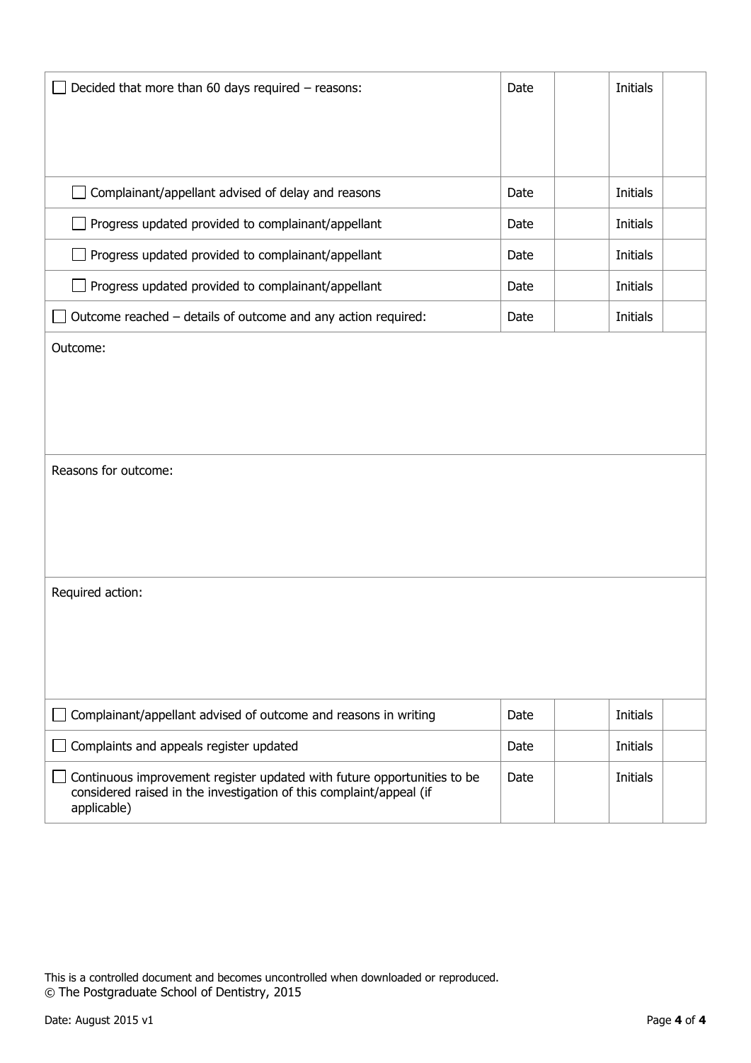| | | | | |
|---|---|---|---|---|
| ☐ Decided that more than 60 days required – reasons: | Date | | Initials | |
| ☐ Complainant/appellant advised of delay and reasons | Date | | Initials | |
| ☐ Progress updated provided to complainant/appellant | Date | | Initials | |
| ☐ Progress updated provided to complainant/appellant | Date | | Initials | |
| ☐ Progress updated provided to complainant/appellant | Date | | Initials | |
| ☐ Outcome reached – details of outcome and any action required: | Date | | Initials | |
| Outcome: | | | | |
| Reasons for outcome: | | | | |
| Required action: | | | | |
| ☐ Complainant/appellant advised of outcome and reasons in writing | Date | | Initials | |
| ☐ Complaints and appeals register updated | Date | | Initials | |
| ☐ Continuous improvement register updated with future opportunities to be considered raised in the investigation of this complaint/appeal (if applicable) | Date | | Initials | |

This is a controlled document and becomes uncontrolled when downloaded or reproduced.
© The Postgraduate School of Dentistry, 2015

Date: August 2015 v1